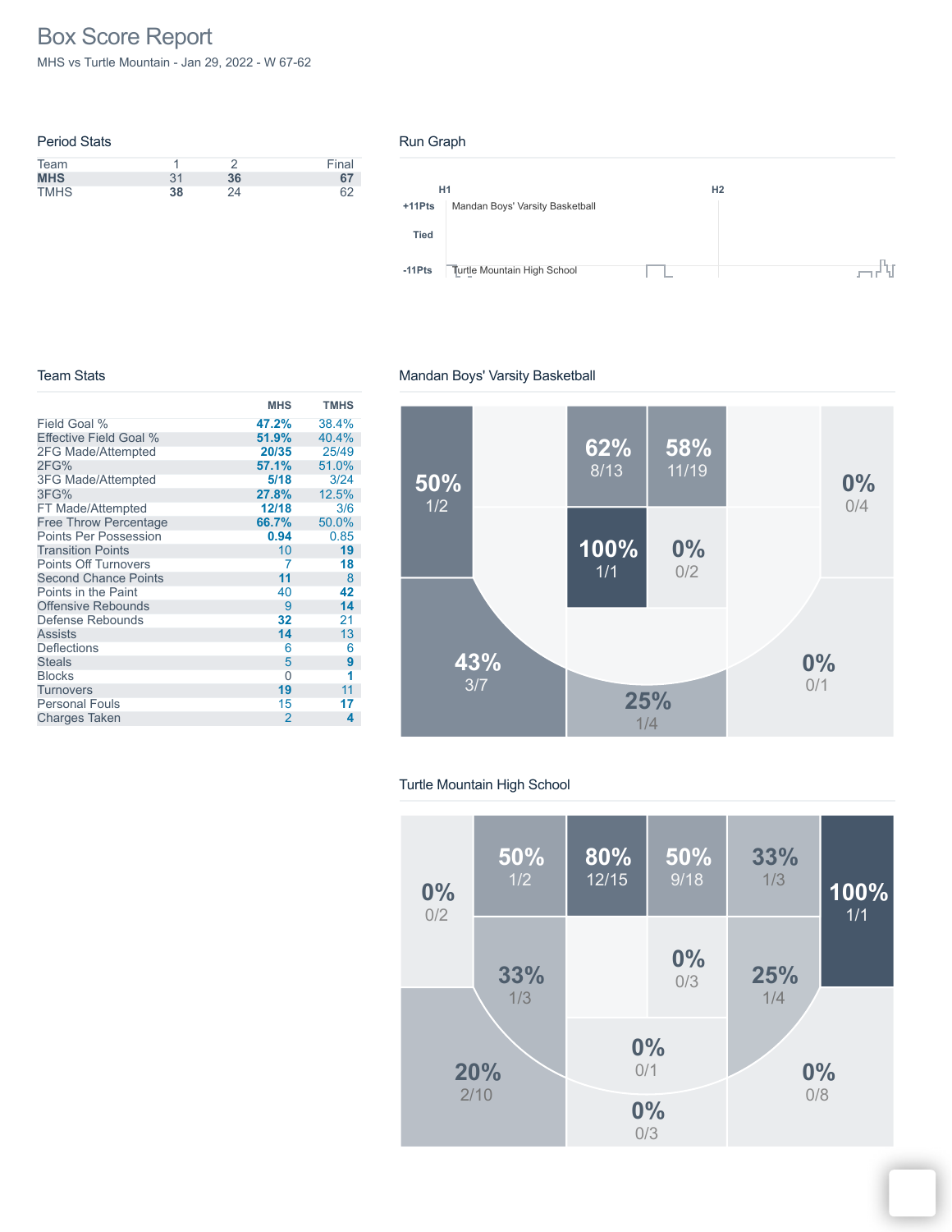# Box Score Report

MHS vs Turtle Mountain - Jan 29, 2022 - W 67-62

## Period Stats

| Team | 1 | 2 | Final |
|---|---|---|---|
| **MHS** | 31 | **36** | **67** |
| TMHS | **38** | 24 | 62 |

## Run Graph

H1 H2

+11Pts Mandan Boys' Varsity Basketball

Tied

-11Pts Turtle Mountain High School

## Team Stats

| | MHS | TMHS |
|---|---|---|
| Field Goal % | **47.2%** | 38.4% |
| Effective Field Goal % | **51.9%** | 40.4% |
| 2FG Made/Attempted | **20/35** | 25/49 |
| 2FG% | **57.1%** | 51.0% |
| 3FG Made/Attempted | **5/18** | 3/24 |
| 3FG% | **27.8%** | 12.5% |
| FT Made/Attempted | **12/18** | 3/6 |
| Free Throw Percentage | **66.7%** | 50.0% |
| Points Per Possession | **0.94** | 0.85 |
| Transition Points | 10 | **19** |
| Points Off Turnovers | 7 | **18** |
| Second Chance Points | **11** | 8 |
| Points in the Paint | 40 | **42** |
| Offensive Rebounds | 9 | **14** |
| Defense Rebounds | **32** | 21 |
| Assists | **14** | 13 |
| Deflections | 6 | 6 |
| Steals | 5 | **9** |
| Blocks | 0 | **1** |
| Turnovers | **19** | 11 |
| Personal Fouls | 15 | **17** |
| Charges Taken | 2 | **4** |

## Mandan Boys' Varsity Basketball

50% 1/2; 62% 8/13; 58% 11/19; 0% 0/4; 100% 1/1; 0% 0/2; 43% 3/7; 25% 1/4; 0% 0/1

## Turtle Mountain High School

0% 0/2; 50% 1/2; 80% 12/15; 50% 9/18; 33% 1/3; 100% 1/1; 33% 1/3; 0% 0/3; 25% 1/4; 0% 0/1; 20% 2/10; 0% 0/8; 0% 0/3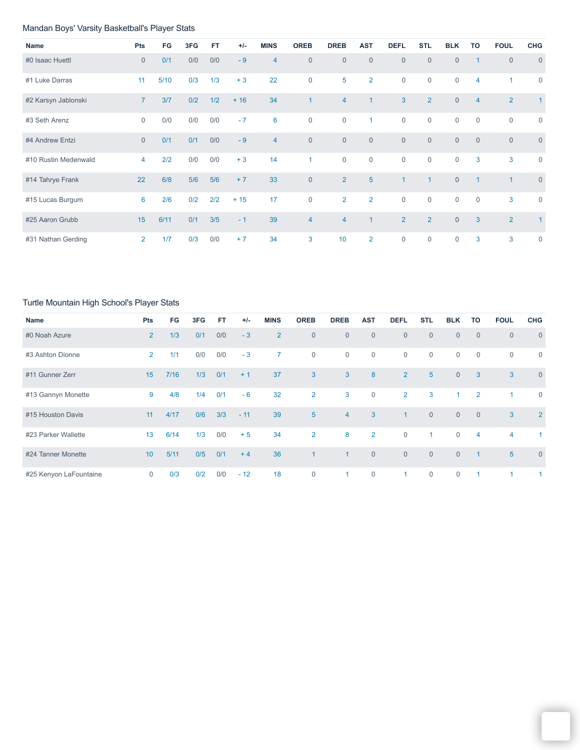Mandan Boys' Varsity Basketball's Player Stats

| Name | Pts | FG | 3FG | FT | +/- | MINS | OREB | DREB | AST | DEFL | STL | BLK | TO | FOUL | CHG |
|---|---|---|---|---|---|---|---|---|---|---|---|---|---|---|---|
| #0 Isaac Huettl | 0 | 0/1 | 0/0 | 0/0 | - 9 | 4 | 0 | 0 | 0 | 0 | 0 | 0 | 1 | 0 | 0 |
| #1 Luke Darras | 11 | 5/10 | 0/3 | 1/3 | + 3 | 22 | 0 | 5 | 2 | 0 | 0 | 0 | 4 | 1 | 0 |
| #2 Karsyn Jablonski | 7 | 3/7 | 0/2 | 1/2 | + 16 | 34 | 1 | 4 | 1 | 3 | 2 | 0 | 4 | 2 | 1 |
| #3 Seth Arenz | 0 | 0/0 | 0/0 | 0/0 | - 7 | 6 | 0 | 0 | 1 | 0 | 0 | 0 | 0 | 0 | 0 |
| #4 Andrew Entzi | 0 | 0/1 | 0/1 | 0/0 | - 9 | 4 | 0 | 0 | 0 | 0 | 0 | 0 | 0 | 0 | 0 |
| #10 Rustin Medenwald | 4 | 2/2 | 0/0 | 0/0 | + 3 | 14 | 1 | 0 | 0 | 0 | 0 | 0 | 3 | 3 | 0 |
| #14 Tahrye Frank | 22 | 6/8 | 5/6 | 5/6 | + 7 | 33 | 0 | 2 | 5 | 1 | 1 | 0 | 1 | 1 | 0 |
| #15 Lucas Burgum | 6 | 2/6 | 0/2 | 2/2 | + 15 | 17 | 0 | 2 | 2 | 0 | 0 | 0 | 0 | 3 | 0 |
| #25 Aaron Grubb | 15 | 6/11 | 0/1 | 3/5 | - 1 | 39 | 4 | 4 | 1 | 2 | 2 | 0 | 3 | 2 | 1 |
| #31 Nathan Gerding | 2 | 1/7 | 0/3 | 0/0 | + 7 | 34 | 3 | 10 | 2 | 0 | 0 | 0 | 3 | 3 | 0 |

Turtle Mountain High School's Player Stats

| Name | Pts | FG | 3FG | FT | +/- | MINS | OREB | DREB | AST | DEFL | STL | BLK | TO | FOUL | CHG |
|---|---|---|---|---|---|---|---|---|---|---|---|---|---|---|---|
| #0 Noah Azure | 2 | 1/3 | 0/1 | 0/0 | - 3 | 2 | 0 | 0 | 0 | 0 | 0 | 0 | 0 | 0 | 0 |
| #3 Ashton Dionne | 2 | 1/1 | 0/0 | 0/0 | - 3 | 7 | 0 | 0 | 0 | 0 | 0 | 0 | 0 | 0 | 0 |
| #11 Gunner Zerr | 15 | 7/16 | 1/3 | 0/1 | + 1 | 37 | 3 | 3 | 8 | 2 | 5 | 0 | 3 | 3 | 0 |
| #13 Gannyn Monette | 9 | 4/8 | 1/4 | 0/1 | - 6 | 32 | 2 | 3 | 0 | 2 | 3 | 1 | 2 | 1 | 0 |
| #15 Houston Davis | 11 | 4/17 | 0/6 | 3/3 | - 11 | 39 | 5 | 4 | 3 | 1 | 0 | 0 | 0 | 3 | 2 |
| #23 Parker Wallette | 13 | 6/14 | 1/3 | 0/0 | + 5 | 34 | 2 | 8 | 2 | 0 | 1 | 0 | 4 | 4 | 1 |
| #24 Tanner Monette | 10 | 5/11 | 0/5 | 0/1 | + 4 | 36 | 1 | 1 | 0 | 0 | 0 | 0 | 1 | 5 | 0 |
| #25 Kenyon LaFountaine | 0 | 0/3 | 0/2 | 0/0 | - 12 | 18 | 0 | 1 | 0 | 1 | 0 | 0 | 1 | 1 | 1 |